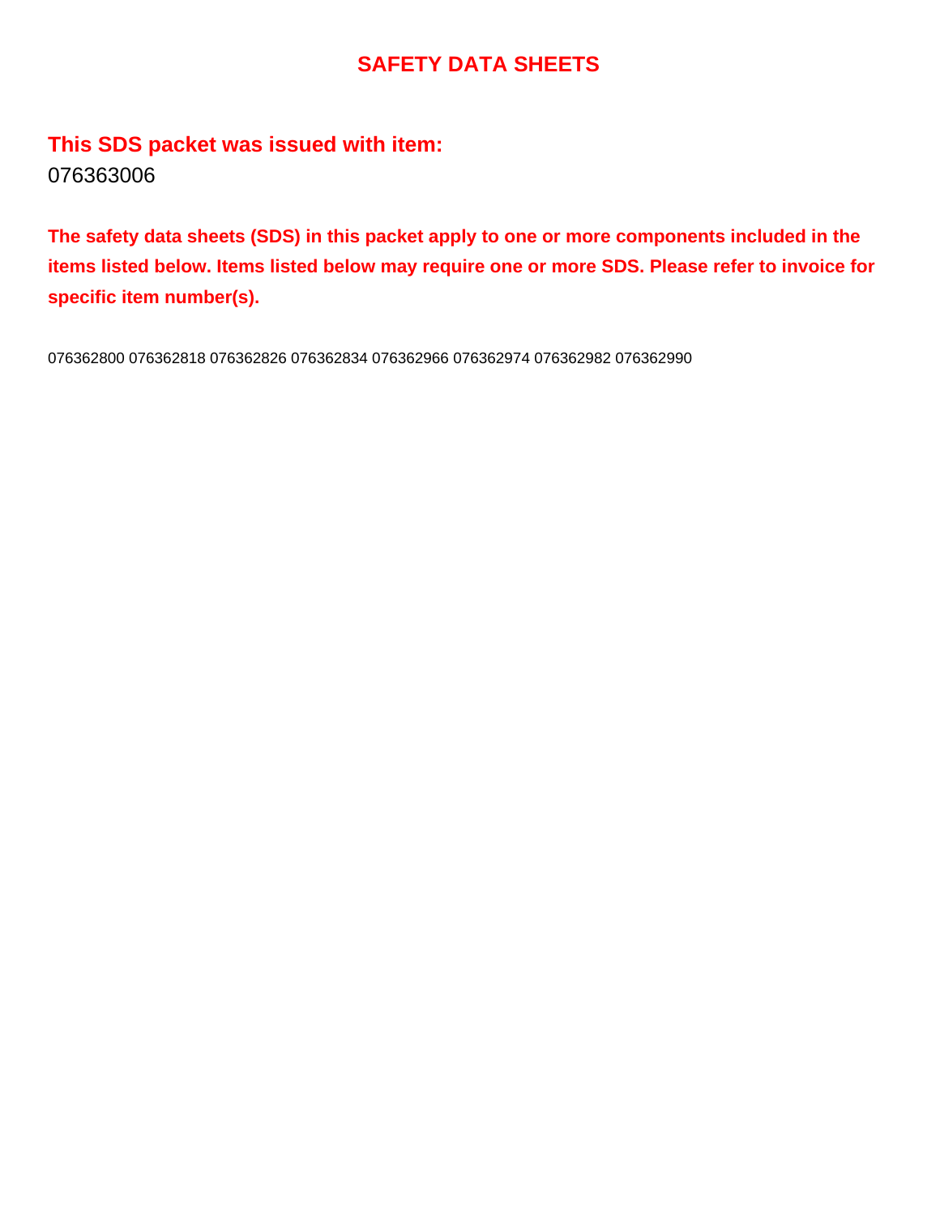# SAFETY DATA SHEETS

## This SDS packet was issued with item:

076363006

**The safety data sheets (SDS) in this packet apply to one or more components included in the items listed below. Items listed below may require one or more SDS. Please refer to invoice for specific item number(s).**

076362800 076362818 076362826 076362834 076362966 076362974 076362982 076362990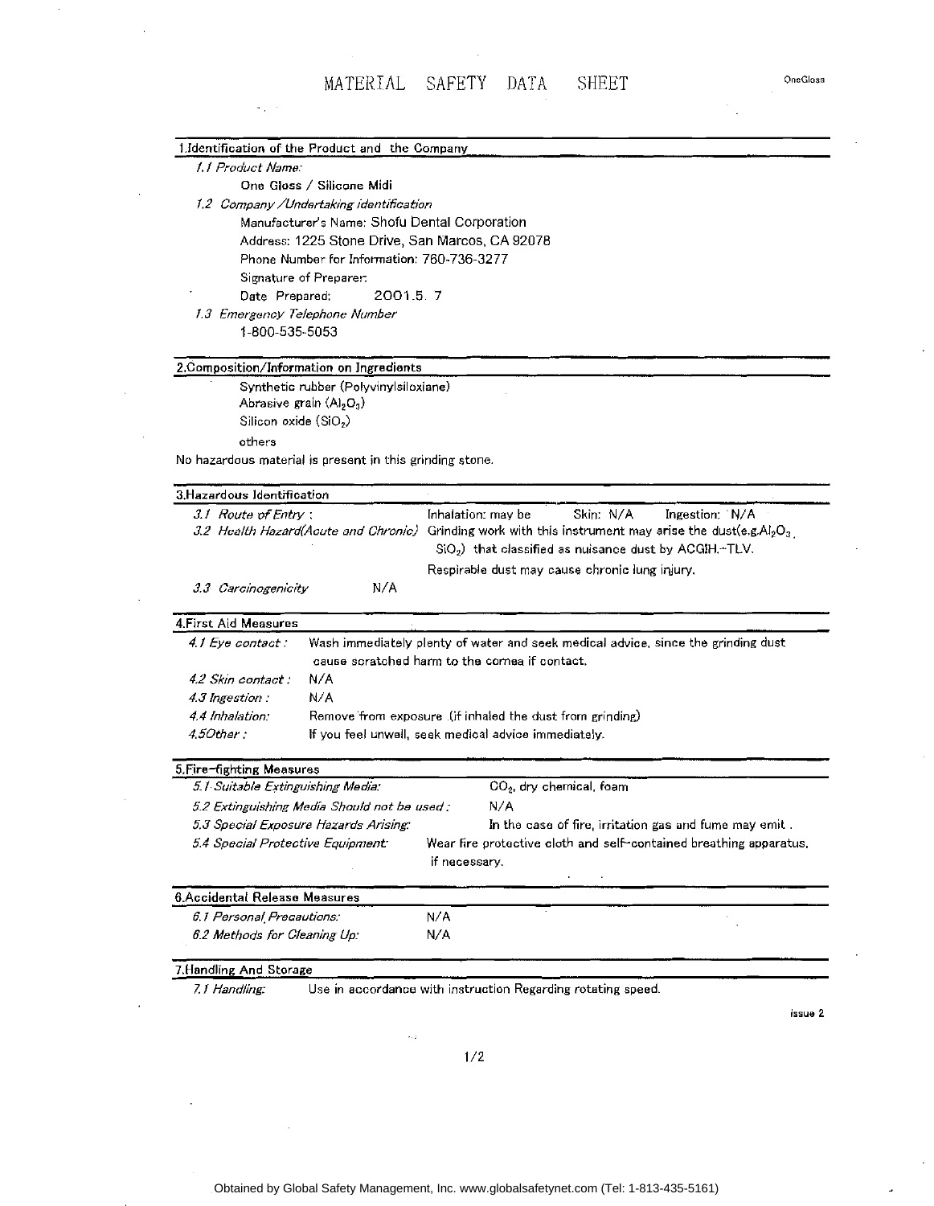# MATERIAL SAFETY DATA SHEET

OneGloss

## 1.Identification of the Product and the Company

*1.1 Product Name:*

One Gloss / Silicone Midi

*1.2 Company /Undertaking identification*

Manufacturer's Name: Shofu Dental Corporation

Address: 1225 Stone Drive, San Marcos, CA 92078

Phone Number for Information: 760-736-3277

Signature of Preparer:

Date Prepared: 2001.5. 7

*1.3 Emergency Telephone Number*

1-800-535-5053

## 2.Composition/Information on Ingredients

Synthetic rubber (Polyvinylsiloxiane)

Abrasive grain ($Al_2O_3$)

Silicon oxide ($SiO_2$)

others

No hazardous material is present in this grinding stone.

## 3.Hazardous Identification

*3.1 Route of Entry :* Inhalation: may be Skin: N/A Ingestion: N/A

*3.2 Health Hazard(Acute and Chronic)* Grinding work with this instrument may arise the dust(e.g.$Al_2O_3$, $SiO_2$) that classified as nuisance dust by ACGIH.-TLV.

Respirable dust may cause chronic lung injury.

*3.3 Carcinogenicity* N/A

## 4.First Aid Measures

*4.1 Eye contact :* Wash immediately plenty of water and seek medical advice, since the grinding dust cause scratched harm to the cornea if contact.

*4.2 Skin contact :* N/A

*4.3 Ingestion :* N/A

*4.4 Inhalation:* Remove from exposure (if inhaled the dust from grinding)

*4.5Other :* If you feel unwell, seek medical advice immediately.

## 5.Fire-fighting Measures

*5.1 Suitable Extinguishing Media:* $CO_2$, dry chemical, foam

*5.2 Extinguishing Media Should not be used :* N/A

*5.3 Special Exposure Hazards Arising:* In the case of fire, irritation gas and fume may emit .

*5.4 Special Protective Equipment:* Wear fire protective cloth and self-contained breathing apparatus, if necessary.

## 6.Accidental Release Measures

*6.1 Personal Precautions:* N/A

*6.2 Methods for Cleaning Up:* N/A

## 7.Handling And Storage

*7.1 Handling:* Use in accordance with instruction Regarding rotating speed.

issue 2

Obtained by Global Safety Management, Inc. www.globalsafetynet.com (Tel: 1-813-435-5161)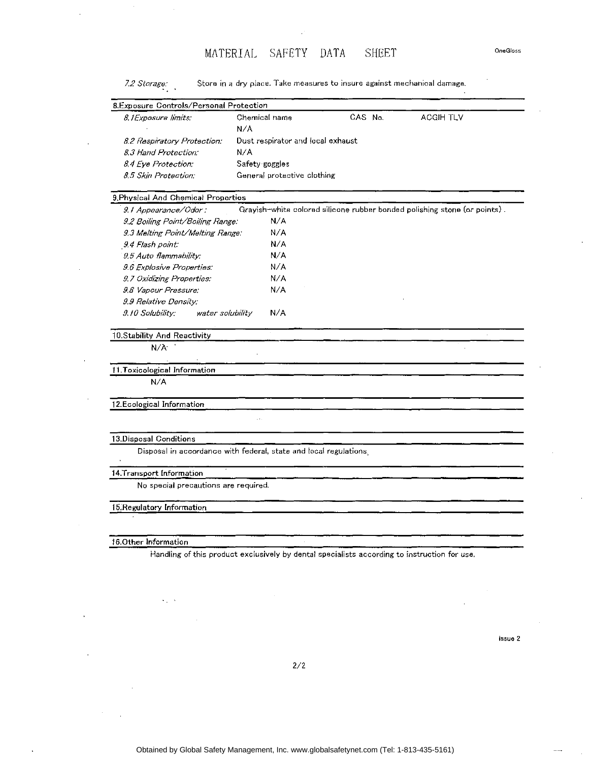# MATERIAL SAFETY DATA SHEET

OneGloss

*7.2 Storage:* Store in a dry place. Take measures to insure against mechanical damage.

## 8.Exposure Controls/Personal Protection

| | | | |
|---|---|---|---|
| *8.1Exposure limits:* | Chemical name | CAS No. | ACGIH TLV |
| | N/A | | |
| *8.2 Respiratory Protection:* | Dust respirator and local exhaust | | |
| *8.3 Hand Protection:* | N/A | | |
| *8.4 Eye Protection:* | Safety goggles | | |
| *8.5 Skin Protection:* | General protective clothing | | |

## 9.Physical And Chemical Properties

| | |
|---|---|
| *9.1 Appearance/Odor :* | Grayish-white colored silicone rubber bonded polishing stone (or points). |
| *9.2 Boiling Point/Boiling Range:* | N/A |
| *9.3 Melting Point/Melting Range:* | N/A |
| *9.4 Flash point:* | N/A |
| *9.5 Auto flammability:* | N/A |
| *9.6 Explosive Properties:* | N/A |
| *9.7 Oxidizing Properties:* | N/A |
| *9.8 Vapour Pressure:* | N/A |
| *9.9 Relative Density:* | |
| *9.10 Solubility:* *water solubility* | N/A |

## 10.Stability And Reactivity

N/A

## 11.Toxicological Information

N/A

## 12.Ecological Information

## 13.Disposal Conditions

Disposal in accordance with federal, state and local regulations.

## 14.Transport Information

No special precautions are required.

## 15.Regulatory Information

## 16.Other Information

Handling of this product exclusively by dental specialists according to instruction for use.

issue 2

Obtained by Global Safety Management, Inc. www.globalsafetynet.com (Tel: 1-813-435-5161)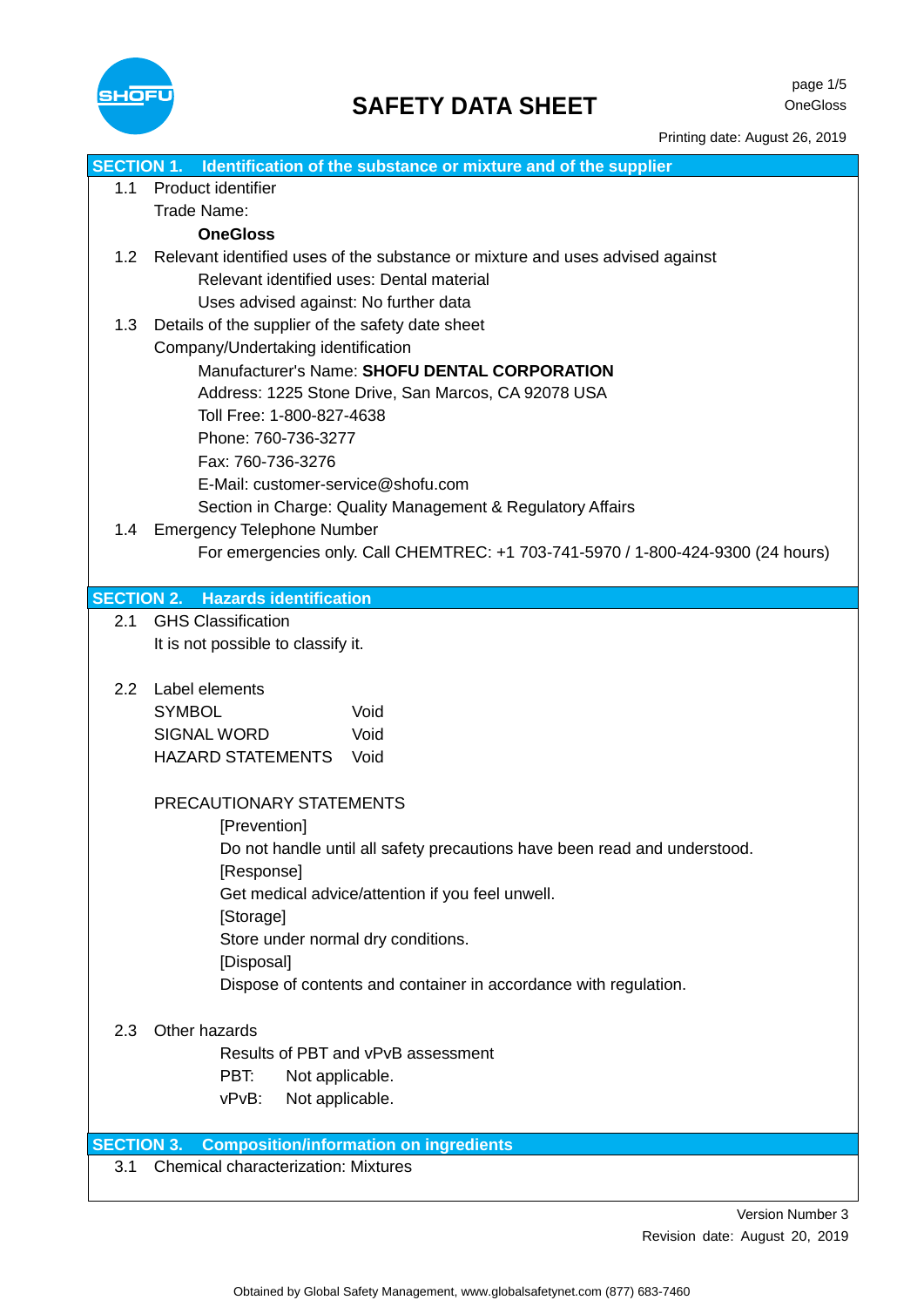# SAFETY DATA SHEET

Printing date: August 26, 2019

## SECTION 1. Identification of the substance or mixture and of the supplier

1.1 Product identifier

Trade Name:

**OneGloss**

1.2 Relevant identified uses of the substance or mixture and uses advised against

Relevant identified uses: Dental material

Uses advised against: No further data

1.3 Details of the supplier of the safety date sheet

Company/Undertaking identification

Manufacturer's Name: **SHOFU DENTAL CORPORATION**

Address: 1225 Stone Drive, San Marcos, CA 92078 USA

Toll Free: 1-800-827-4638

Phone: 760-736-3277

Fax: 760-736-3276

E-Mail: customer-service@shofu.com

Section in Charge: Quality Management & Regulatory Affairs

1.4 Emergency Telephone Number

For emergencies only. Call CHEMTREC: +1 703-741-5970 / 1-800-424-9300 (24 hours)

## SECTION 2. Hazards identification

2.1 GHS Classification

It is not possible to classify it.

2.2 Label elements

| | |
|---|---|
| SYMBOL | Void |
| SIGNAL WORD | Void |
| HAZARD STATEMENTS | Void |

PRECAUTIONARY STATEMENTS

[Prevention]

Do not handle until all safety precautions have been read and understood.

[Response]

Get medical advice/attention if you feel unwell.

[Storage]

Store under normal dry conditions.

[Disposal]

Dispose of contents and container in accordance with regulation.

2.3 Other hazards

Results of PBT and vPvB assessment

PBT: Not applicable.

vPvB: Not applicable.

## SECTION 3. Composition/information on ingredients

3.1 Chemical characterization: Mixtures

Version Number 3

Revision date: August 20, 2019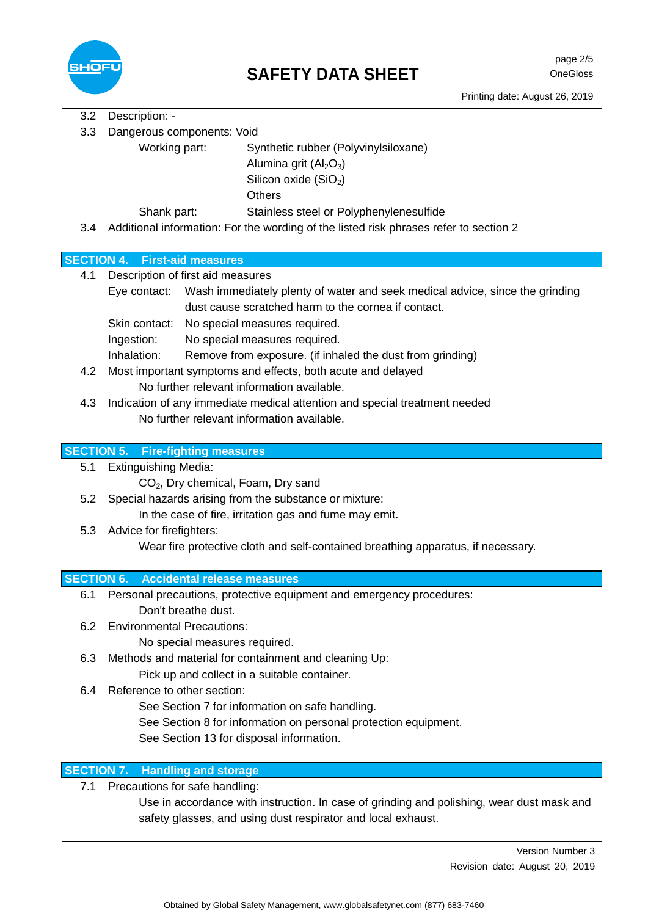3.2 Description: -

3.3 Dangerous components: Void

| | |
|---|---|
| Working part: | Synthetic rubber (Polyvinylsiloxane) |
| | Alumina grit ($Al_2O_3$) |
| | Silicon oxide ($SiO_2$) |
| | Others |
| Shank part: | Stainless steel or Polyphenylenesulfide |

3.4 Additional information: For the wording of the listed risk phrases refer to section 2

## SECTION 4. First-aid measures

4.1 Description of first aid measures

- Eye contact: Wash immediately plenty of water and seek medical advice, since the grinding dust cause scratched harm to the cornea if contact.
- Skin contact: No special measures required.
- Ingestion: No special measures required.
- Inhalation: Remove from exposure. (if inhaled the dust from grinding)

4.2 Most important symptoms and effects, both acute and delayed

No further relevant information available.

4.3 Indication of any immediate medical attention and special treatment needed

No further relevant information available.

## SECTION 5. Fire-fighting measures

5.1 Extinguishing Media:

$CO_2$, Dry chemical, Foam, Dry sand

5.2 Special hazards arising from the substance or mixture:

In the case of fire, irritation gas and fume may emit.

5.3 Advice for firefighters:

Wear fire protective cloth and self-contained breathing apparatus, if necessary.

## SECTION 6. Accidental release measures

6.1 Personal precautions, protective equipment and emergency procedures:

Don't breathe dust.

6.2 Environmental Precautions:

No special measures required.

6.3 Methods and material for containment and cleaning Up:

Pick up and collect in a suitable container.

6.4 Reference to other section:

See Section 7 for information on safe handling.
See Section 8 for information on personal protection equipment.
See Section 13 for disposal information.

## SECTION 7. Handling and storage

7.1 Precautions for safe handling:

Use in accordance with instruction. In case of grinding and polishing, wear dust mask and safety glasses, and using dust respirator and local exhaust.

Version Number 3
Revision date: August 20, 2019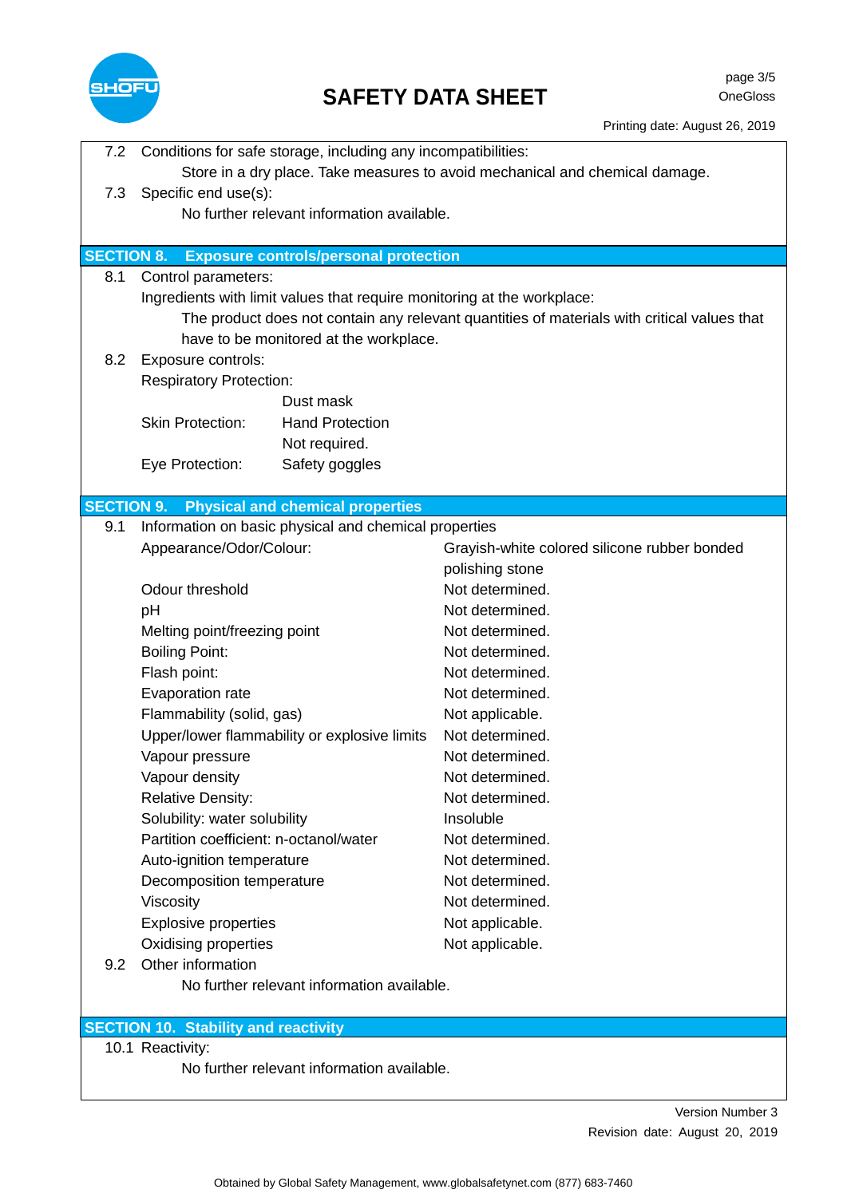7.2 Conditions for safe storage, including any incompatibilities:

Store in a dry place. Take measures to avoid mechanical and chemical damage.

7.3 Specific end use(s):

No further relevant information available.

## SECTION 8. Exposure controls/personal protection

8.1 Control parameters:

Ingredients with limit values that require monitoring at the workplace:

The product does not contain any relevant quantities of materials with critical values that have to be monitored at the workplace.

8.2 Exposure controls:

Respiratory Protection:

| | |
|---|---|
| | Dust mask |
| Skin Protection: | Hand Protection |
| | Not required. |
| Eye Protection: | Safety goggles |

## SECTION 9. Physical and chemical properties

9.1 Information on basic physical and chemical properties

| | |
|---|---|
| Appearance/Odor/Colour: | Grayish-white colored silicone rubber bonded polishing stone |
| Odour threshold | Not determined. |
| pH | Not determined. |
| Melting point/freezing point | Not determined. |
| Boiling Point: | Not determined. |
| Flash point: | Not determined. |
| Evaporation rate | Not determined. |
| Flammability (solid, gas) | Not applicable. |
| Upper/lower flammability or explosive limits | Not determined. |
| Vapour pressure | Not determined. |
| Vapour density | Not determined. |
| Relative Density: | Not determined. |
| Solubility: water solubility | Insoluble |
| Partition coefficient: n-octanol/water | Not determined. |
| Auto-ignition temperature | Not determined. |
| Decomposition temperature | Not determined. |
| Viscosity | Not determined. |
| Explosive properties | Not applicable. |
| Oxidising properties | Not applicable. |

9.2 Other information

No further relevant information available.

## SECTION 10. Stability and reactivity

10.1 Reactivity:

No further relevant information available.

Version Number 3

Revision date: August 20, 2019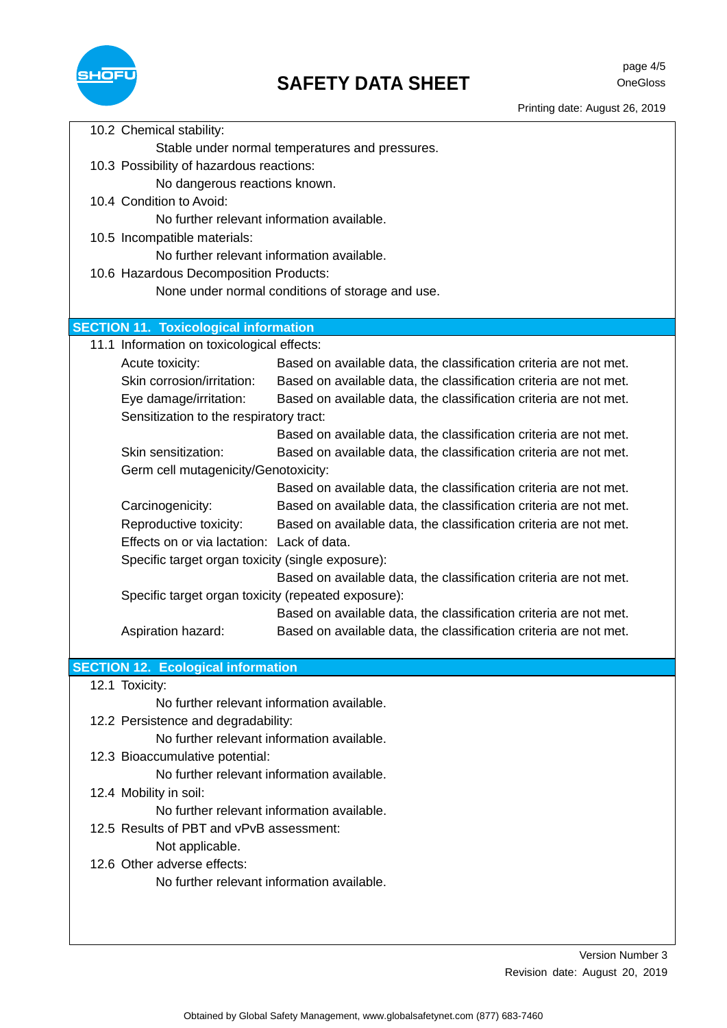10.2 Chemical stability:

Stable under normal temperatures and pressures.

10.3 Possibility of hazardous reactions:

No dangerous reactions known.

10.4 Condition to Avoid:

No further relevant information available.

10.5 Incompatible materials:

No further relevant information available.

10.6 Hazardous Decomposition Products:

None under normal conditions of storage and use.

## SECTION 11. Toxicological information

11.1 Information on toxicological effects:

| | |
|---|---|
| Acute toxicity: | Based on available data, the classification criteria are not met. |
| Skin corrosion/irritation: | Based on available data, the classification criteria are not met. |
| Eye damage/irritation: | Based on available data, the classification criteria are not met. |
| Sensitization to the respiratory tract: | Based on available data, the classification criteria are not met. |
| Skin sensitization: | Based on available data, the classification criteria are not met. |
| Germ cell mutagenicity/Genotoxicity: | Based on available data, the classification criteria are not met. |
| Carcinogenicity: | Based on available data, the classification criteria are not met. |
| Reproductive toxicity: | Based on available data, the classification criteria are not met. |
| Effects on or via lactation: | Lack of data. |
| Specific target organ toxicity (single exposure): | Based on available data, the classification criteria are not met. |
| Specific target organ toxicity (repeated exposure): | Based on available data, the classification criteria are not met. |
| Aspiration hazard: | Based on available data, the classification criteria are not met. |

## SECTION 12. Ecological information

12.1 Toxicity:

No further relevant information available.

12.2 Persistence and degradability:

No further relevant information available.

12.3 Bioaccumulative potential:

No further relevant information available.

12.4 Mobility in soil:

No further relevant information available.

12.5 Results of PBT and vPvB assessment:

Not applicable.

12.6 Other adverse effects:

No further relevant information available.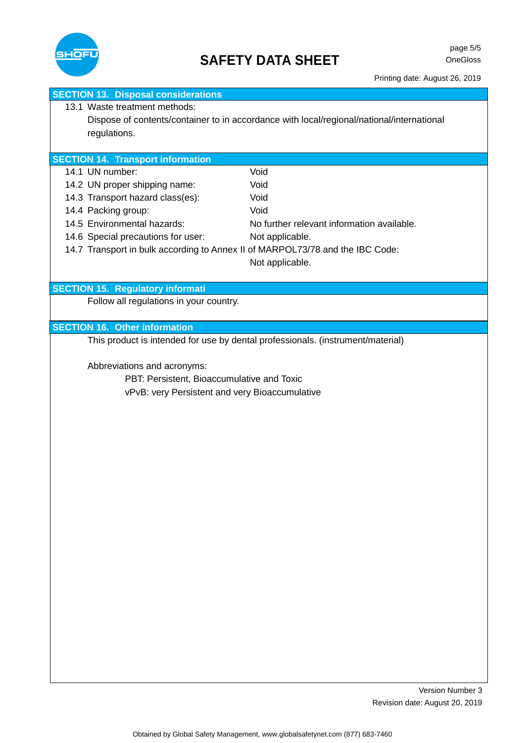## SECTION 13. Disposal considerations

13.1 Waste treatment methods:

Dispose of contents/container to in accordance with local/regional/national/international regulations.

## SECTION 14. Transport information

| | |
|---|---|
| 14.1 UN number: | Void |
| 14.2 UN proper shipping name: | Void |
| 14.3 Transport hazard class(es): | Void |
| 14.4 Packing group: | Void |
| 14.5 Environmental hazards: | No further relevant information available. |
| 14.6 Special precautions for user: | Not applicable. |

14.7 Transport in bulk according to Annex II of MARPOL73/78 and the IBC Code:

Not applicable.

## SECTION 15. Regulatory informati

Follow all regulations in your country.

## SECTION 16. Other information

This product is intended for use by dental professionals. (instrument/material)

Abbreviations and acronyms:

PBT: Persistent, Bioaccumulative and Toxic

vPvB: very Persistent and very Bioaccumulative

Version Number 3

Revision date: August 20, 2019

Obtained by Global Safety Management, www.globalsafetynet.com (877) 683-7460